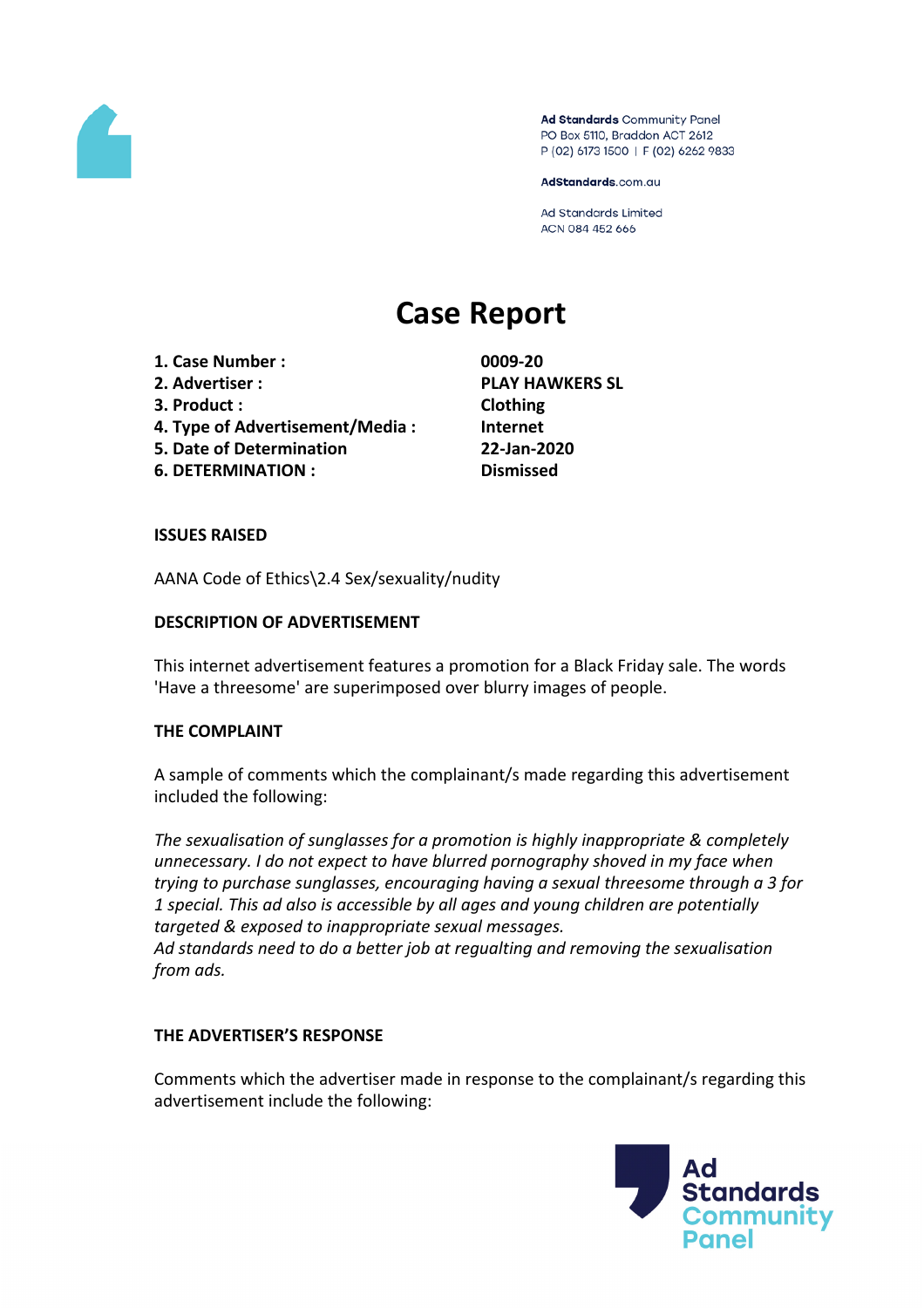Ad Standards Community Panel
PO Box 5110, Braddon ACT 2612
P (02) 6173 1500 | F (02) 6262 9833

AdStandards.com.au

Ad Standards Limited
ACN 084 452 666

# Case Report

| | |
|---|---|
| **1. Case Number :** | **0009-20** |
| **2. Advertiser :** | **PLAY HAWKERS SL** |
| **3. Product :** | **Clothing** |
| **4. Type of Advertisement/Media :** | **Internet** |
| **5. Date of Determination** | **22-Jan-2020** |
| **6. DETERMINATION :** | **Dismissed** |

**ISSUES RAISED**

AANA Code of Ethics\2.4 Sex/sexuality/nudity

**DESCRIPTION OF ADVERTISEMENT**

This internet advertisement features a promotion for a Black Friday sale. The words 'Have a threesome' are superimposed over blurry images of people.

**THE COMPLAINT**

A sample of comments which the complainant/s made regarding this advertisement included the following:

*The sexualisation of sunglasses for a promotion is highly inappropriate & completely unnecessary. I do not expect to have blurred pornography shoved in my face when trying to purchase sunglasses, encouraging having a sexual threesome through a 3 for 1 special. This ad also is accessible by all ages and young children are potentially targeted & exposed to inappropriate sexual messages.*
*Ad standards need to do a better job at regualting and removing the sexualisation from ads.*

**THE ADVERTISER'S RESPONSE**

Comments which the advertiser made in response to the complainant/s regarding this advertisement include the following: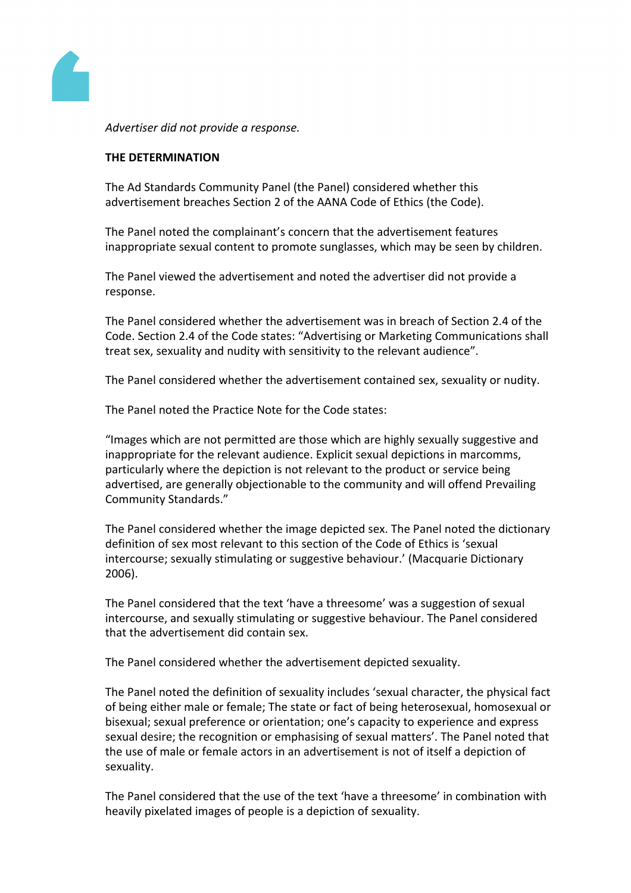*Advertiser did not provide a response.*

**THE DETERMINATION**

The Ad Standards Community Panel (the Panel) considered whether this advertisement breaches Section 2 of the AANA Code of Ethics (the Code).

The Panel noted the complainant's concern that the advertisement features inappropriate sexual content to promote sunglasses, which may be seen by children.

The Panel viewed the advertisement and noted the advertiser did not provide a response.

The Panel considered whether the advertisement was in breach of Section 2.4 of the Code. Section 2.4 of the Code states: "Advertising or Marketing Communications shall treat sex, sexuality and nudity with sensitivity to the relevant audience".

The Panel considered whether the advertisement contained sex, sexuality or nudity.

The Panel noted the Practice Note for the Code states:

"Images which are not permitted are those which are highly sexually suggestive and inappropriate for the relevant audience. Explicit sexual depictions in marcomms, particularly where the depiction is not relevant to the product or service being advertised, are generally objectionable to the community and will offend Prevailing Community Standards."

The Panel considered whether the image depicted sex. The Panel noted the dictionary definition of sex most relevant to this section of the Code of Ethics is 'sexual intercourse; sexually stimulating or suggestive behaviour.' (Macquarie Dictionary 2006).

The Panel considered that the text 'have a threesome' was a suggestion of sexual intercourse, and sexually stimulating or suggestive behaviour. The Panel considered that the advertisement did contain sex.

The Panel considered whether the advertisement depicted sexuality.

The Panel noted the definition of sexuality includes 'sexual character, the physical fact of being either male or female; The state or fact of being heterosexual, homosexual or bisexual; sexual preference or orientation; one's capacity to experience and express sexual desire; the recognition or emphasising of sexual matters'. The Panel noted that the use of male or female actors in an advertisement is not of itself a depiction of sexuality.

The Panel considered that the use of the text 'have a threesome' in combination with heavily pixelated images of people is a depiction of sexuality.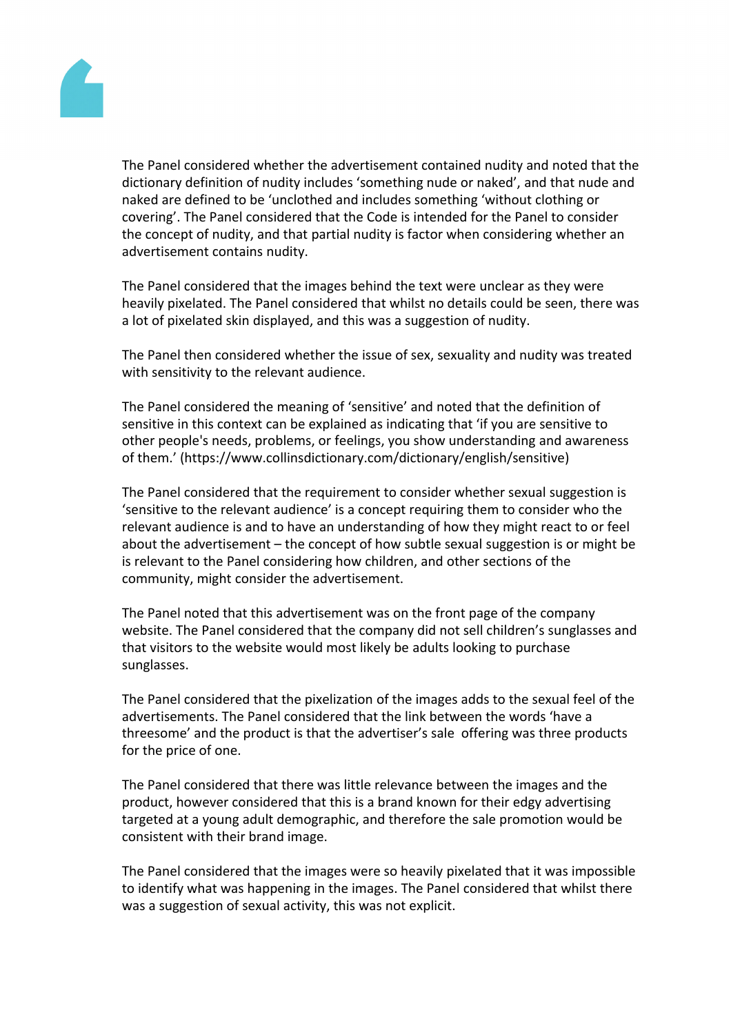The Panel considered whether the advertisement contained nudity and noted that the dictionary definition of nudity includes 'something nude or naked', and that nude and naked are defined to be 'unclothed and includes something 'without clothing or covering'. The Panel considered that the Code is intended for the Panel to consider the concept of nudity, and that partial nudity is factor when considering whether an advertisement contains nudity.

The Panel considered that the images behind the text were unclear as they were heavily pixelated. The Panel considered that whilst no details could be seen, there was a lot of pixelated skin displayed, and this was a suggestion of nudity.

The Panel then considered whether the issue of sex, sexuality and nudity was treated with sensitivity to the relevant audience.

The Panel considered the meaning of 'sensitive' and noted that the definition of sensitive in this context can be explained as indicating that 'if you are sensitive to other people's needs, problems, or feelings, you show understanding and awareness of them.' (https://www.collinsdictionary.com/dictionary/english/sensitive)

The Panel considered that the requirement to consider whether sexual suggestion is 'sensitive to the relevant audience' is a concept requiring them to consider who the relevant audience is and to have an understanding of how they might react to or feel about the advertisement – the concept of how subtle sexual suggestion is or might be is relevant to the Panel considering how children, and other sections of the community, might consider the advertisement.

The Panel noted that this advertisement was on the front page of the company website. The Panel considered that the company did not sell children's sunglasses and that visitors to the website would most likely be adults looking to purchase sunglasses.

The Panel considered that the pixelization of the images adds to the sexual feel of the advertisements. The Panel considered that the link between the words 'have a threesome' and the product is that the advertiser's sale offering was three products for the price of one.

The Panel considered that there was little relevance between the images and the product, however considered that this is a brand known for their edgy advertising targeted at a young adult demographic, and therefore the sale promotion would be consistent with their brand image.

The Panel considered that the images were so heavily pixelated that it was impossible to identify what was happening in the images. The Panel considered that whilst there was a suggestion of sexual activity, this was not explicit.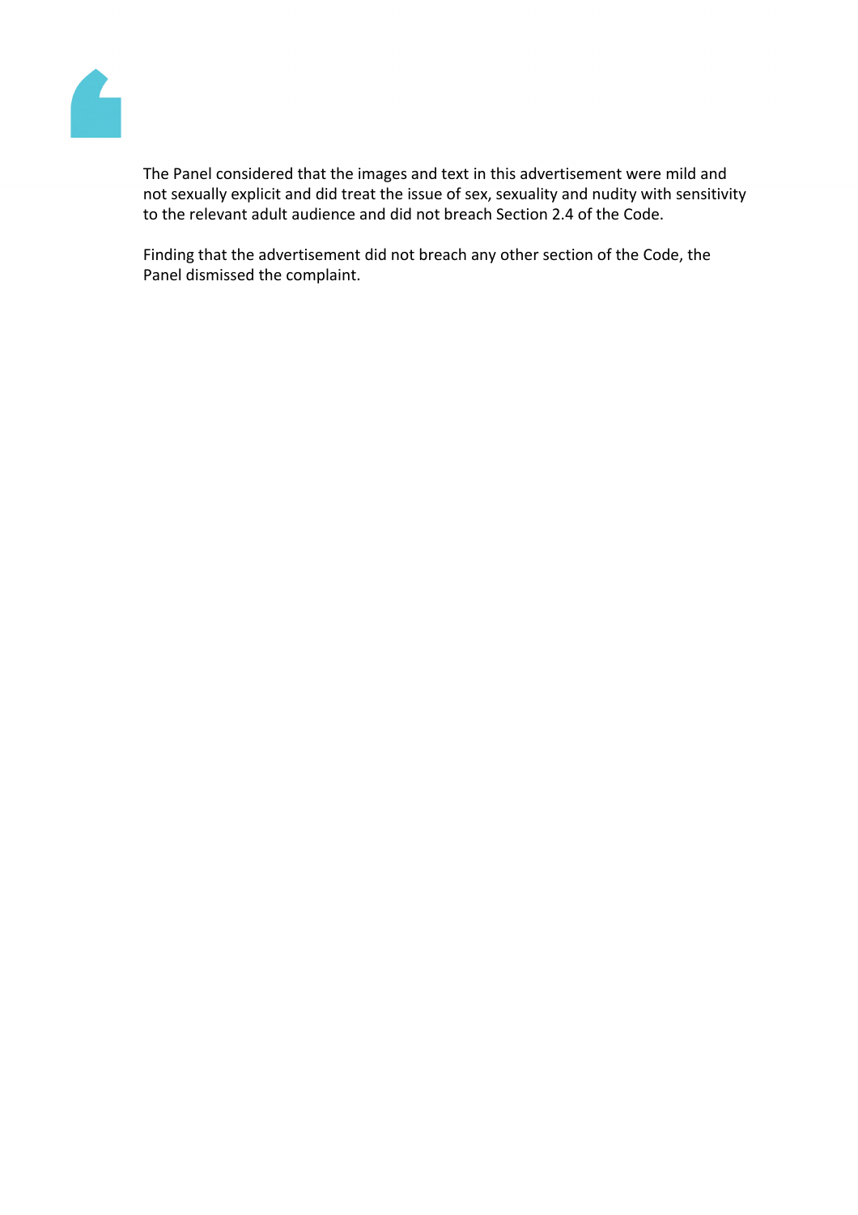The Panel considered that the images and text in this advertisement were mild and not sexually explicit and did treat the issue of sex, sexuality and nudity with sensitivity to the relevant adult audience and did not breach Section 2.4 of the Code.

Finding that the advertisement did not breach any other section of the Code, the Panel dismissed the complaint.